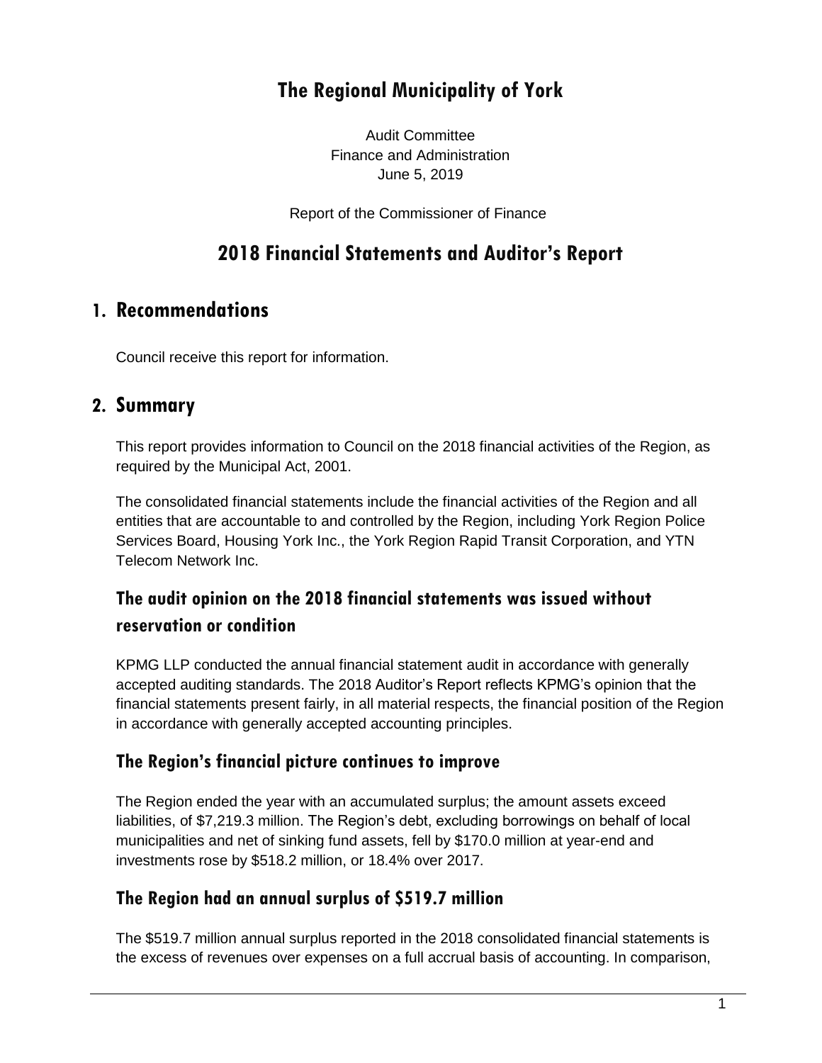# The Regional Municipality of York

Audit Committee
Finance and Administration
June 5, 2019

Report of the Commissioner of Finance

# 2018 Financial Statements and Auditor's Report

## 1. Recommendations

Council receive this report for information.

## 2. Summary

This report provides information to Council on the 2018 financial activities of the Region, as required by the Municipal Act, 2001.

The consolidated financial statements include the financial activities of the Region and all entities that are accountable to and controlled by the Region, including York Region Police Services Board, Housing York Inc., the York Region Rapid Transit Corporation, and YTN Telecom Network Inc.

### The audit opinion on the 2018 financial statements was issued without reservation or condition

KPMG LLP conducted the annual financial statement audit in accordance with generally accepted auditing standards. The 2018 Auditor's Report reflects KPMG's opinion that the financial statements present fairly, in all material respects, the financial position of the Region in accordance with generally accepted accounting principles.

### The Region's financial picture continues to improve

The Region ended the year with an accumulated surplus; the amount assets exceed liabilities, of $7,219.3 million. The Region's debt, excluding borrowings on behalf of local municipalities and net of sinking fund assets, fell by $170.0 million at year-end and investments rose by $518.2 million, or 18.4% over 2017.

### The Region had an annual surplus of $519.7 million

The $519.7 million annual surplus reported in the 2018 consolidated financial statements is the excess of revenues over expenses on a full accrual basis of accounting. In comparison,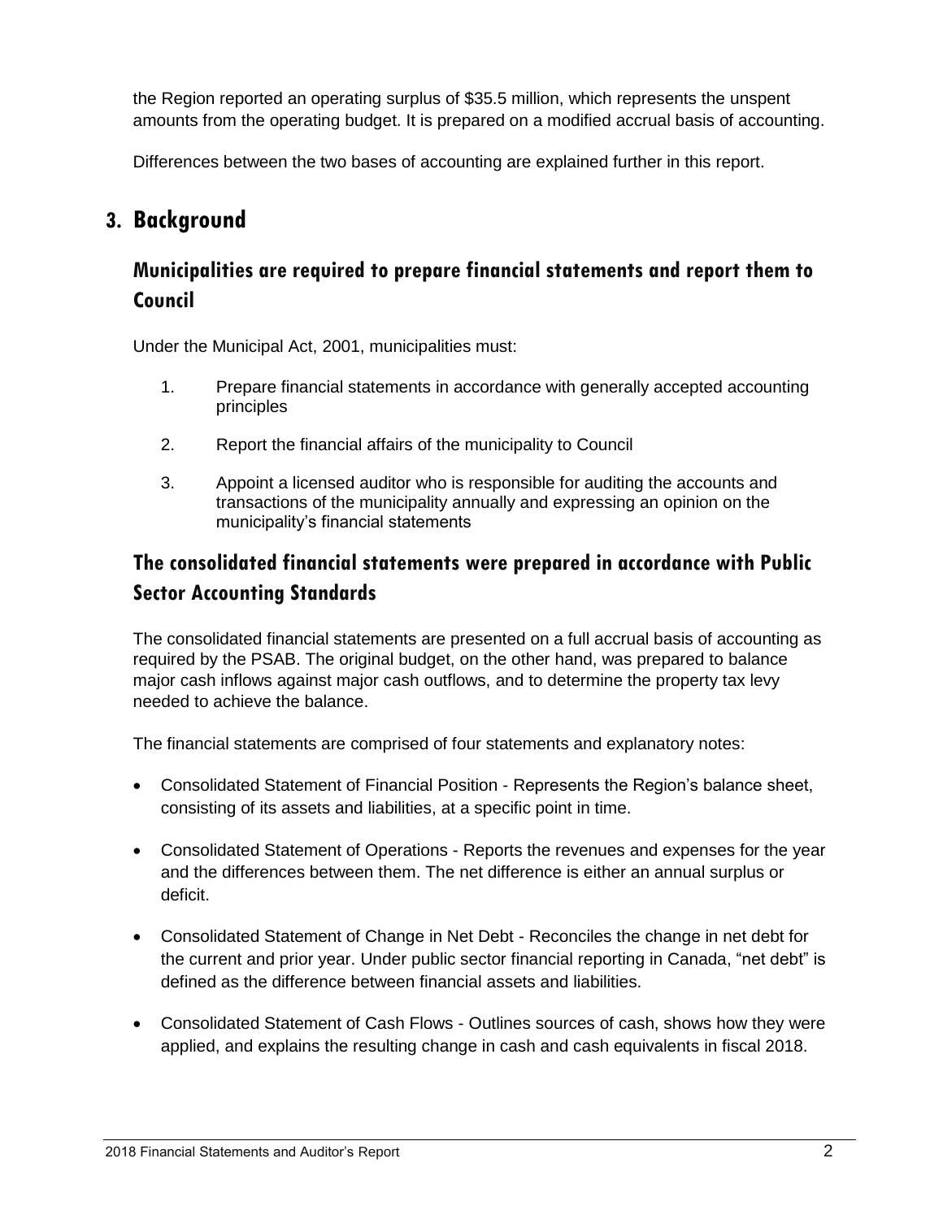the Region reported an operating surplus of $35.5 million, which represents the unspent amounts from the operating budget. It is prepared on a modified accrual basis of accounting.

Differences between the two bases of accounting are explained further in this report.

## 3. Background

### Municipalities are required to prepare financial statements and report them to Council

Under the Municipal Act, 2001, municipalities must:

1. Prepare financial statements in accordance with generally accepted accounting principles
2. Report the financial affairs of the municipality to Council
3. Appoint a licensed auditor who is responsible for auditing the accounts and transactions of the municipality annually and expressing an opinion on the municipality's financial statements

### The consolidated financial statements were prepared in accordance with Public Sector Accounting Standards

The consolidated financial statements are presented on a full accrual basis of accounting as required by the PSAB. The original budget, on the other hand, was prepared to balance major cash inflows against major cash outflows, and to determine the property tax levy needed to achieve the balance.

The financial statements are comprised of four statements and explanatory notes:

- Consolidated Statement of Financial Position - Represents the Region's balance sheet, consisting of its assets and liabilities, at a specific point in time.
- Consolidated Statement of Operations - Reports the revenues and expenses for the year and the differences between them. The net difference is either an annual surplus or deficit.
- Consolidated Statement of Change in Net Debt - Reconciles the change in net debt for the current and prior year. Under public sector financial reporting in Canada, "net debt" is defined as the difference between financial assets and liabilities.
- Consolidated Statement of Cash Flows - Outlines sources of cash, shows how they were applied, and explains the resulting change in cash and cash equivalents in fiscal 2018.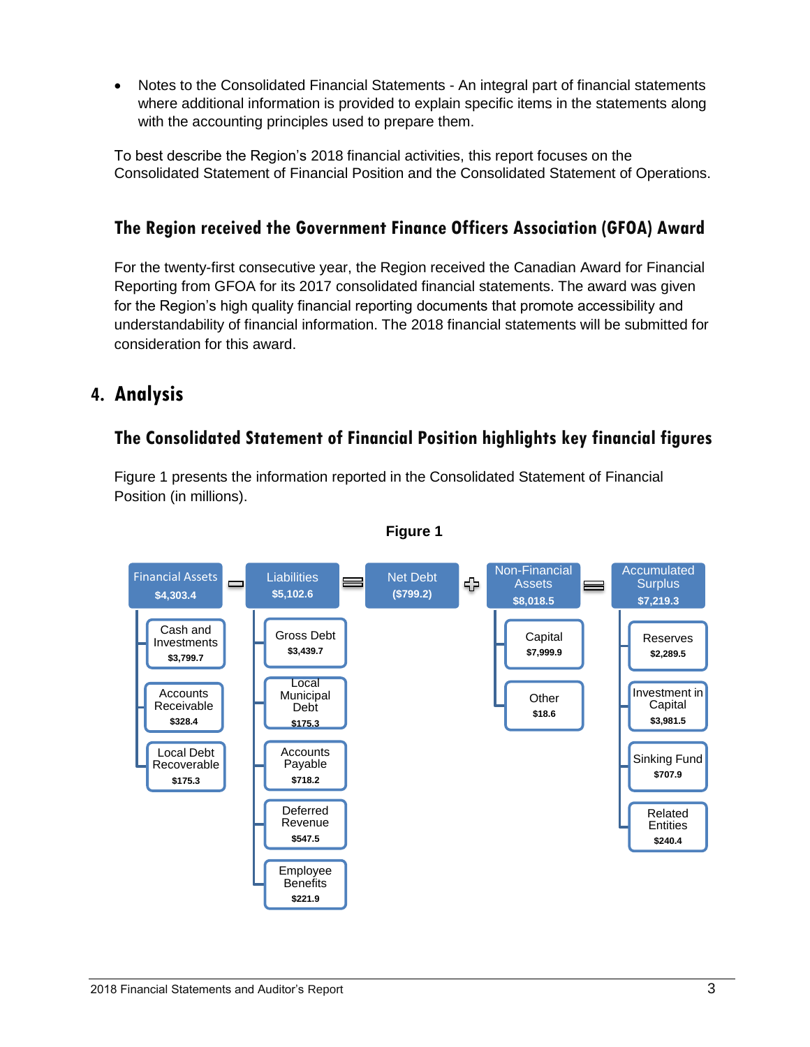- Notes to the Consolidated Financial Statements - An integral part of financial statements where additional information is provided to explain specific items in the statements along with the accounting principles used to prepare them.

To best describe the Region's 2018 financial activities, this report focuses on the Consolidated Statement of Financial Position and the Consolidated Statement of Operations.

### The Region received the Government Finance Officers Association (GFOA) Award

For the twenty-first consecutive year, the Region received the Canadian Award for Financial Reporting from GFOA for its 2017 consolidated financial statements. The award was given for the Region's high quality financial reporting documents that promote accessibility and understandability of financial information. The 2018 financial statements will be submitted for consideration for this award.

## 4. Analysis

### The Consolidated Statement of Financial Position highlights key financial figures

Figure 1 presents the information reported in the Consolidated Statement of Financial Position (in millions).

**Figure 1**

Financial Assets $4,303.4 − Liabilities $5,102.6 = Net Debt ($799.2) + Non-Financial Assets $8,018.5 = Accumulated Surplus $7,219.3

| Financial Assets | Liabilities | Non-Financial Assets | Accumulated Surplus |
|---|---|---|---|
| $4,303.4 | $5,102.6 | $8,018.5 | $7,219.3 |
| Cash and Investments $3,799.7 | Gross Debt $3,439.7 | Capital $7,999.9 | Reserves $2,289.5 |
| Accounts Receivable $328.4 | Local Municipal Debt $175.3 | Other $18.6 | Investment in Capital $3,981.5 |
| Local Debt Recoverable $175.3 | Accounts Payable $718.2 | | Sinking Fund $707.9 |
| | Deferred Revenue $547.5 | | Related Entities $240.4 |
| | Employee Benefits $221.9 | | |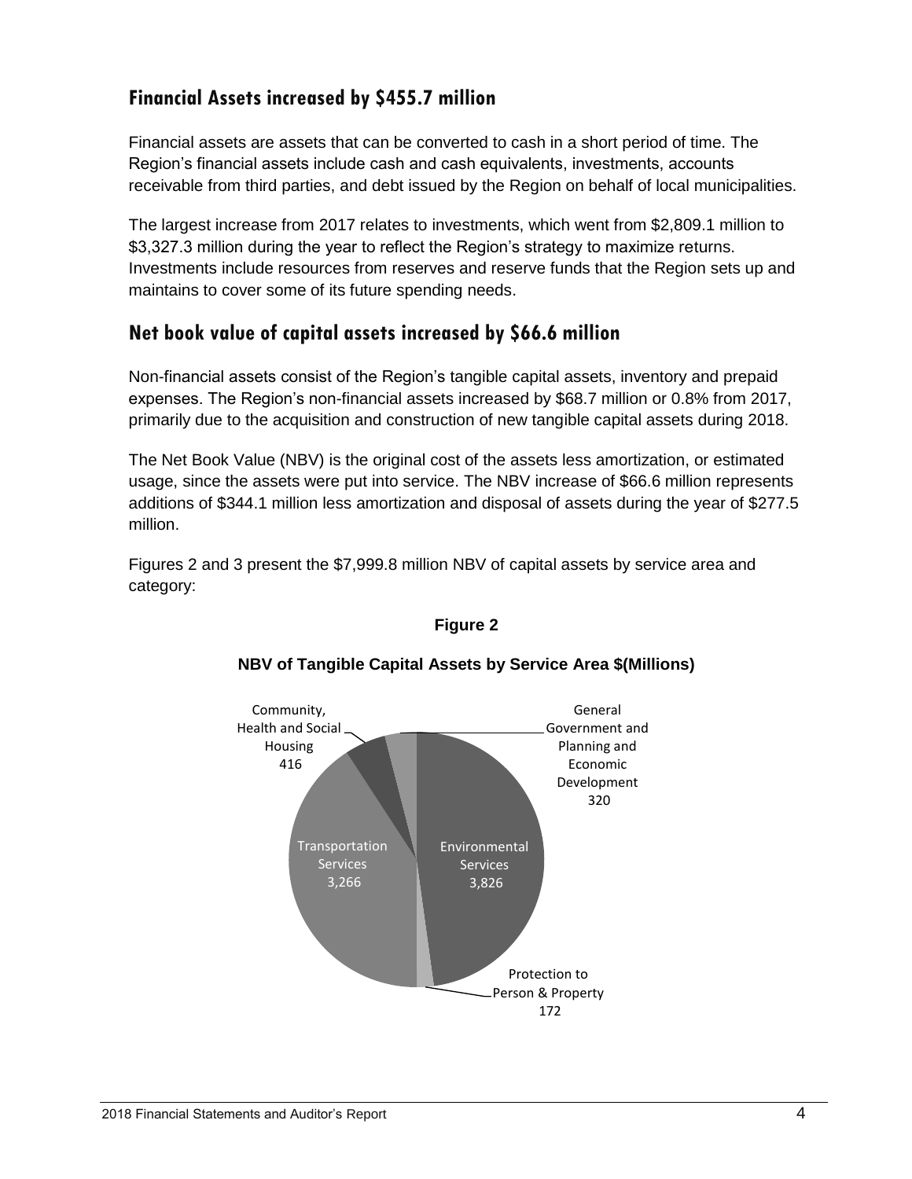## Financial Assets increased by $455.7 million

Financial assets are assets that can be converted to cash in a short period of time. The Region's financial assets include cash and cash equivalents, investments, accounts receivable from third parties, and debt issued by the Region on behalf of local municipalities.

The largest increase from 2017 relates to investments, which went from $2,809.1 million to $3,327.3 million during the year to reflect the Region's strategy to maximize returns. Investments include resources from reserves and reserve funds that the Region sets up and maintains to cover some of its future spending needs.

## Net book value of capital assets increased by $66.6 million

Non-financial assets consist of the Region's tangible capital assets, inventory and prepaid expenses. The Region's non-financial assets increased by $68.7 million or 0.8% from 2017, primarily due to the acquisition and construction of new tangible capital assets during 2018.

The Net Book Value (NBV) is the original cost of the assets less amortization, or estimated usage, since the assets were put into service. The NBV increase of $66.6 million represents additions of $344.1 million less amortization and disposal of assets during the year of $277.5 million.

Figures 2 and 3 present the $7,999.8 million NBV of capital assets by service area and category:

**Figure 2**

**NBV of Tangible Capital Assets by Service Area $(Millions)**

| Service Area | NBV ($ Millions) |
| --- | --- |
| Environmental Services | 3,826 |
| Transportation Services | 3,266 |
| Community, Health and Social Housing | 416 |
| General Government and Planning and Economic Development | 320 |
| Protection to Person & Property | 172 |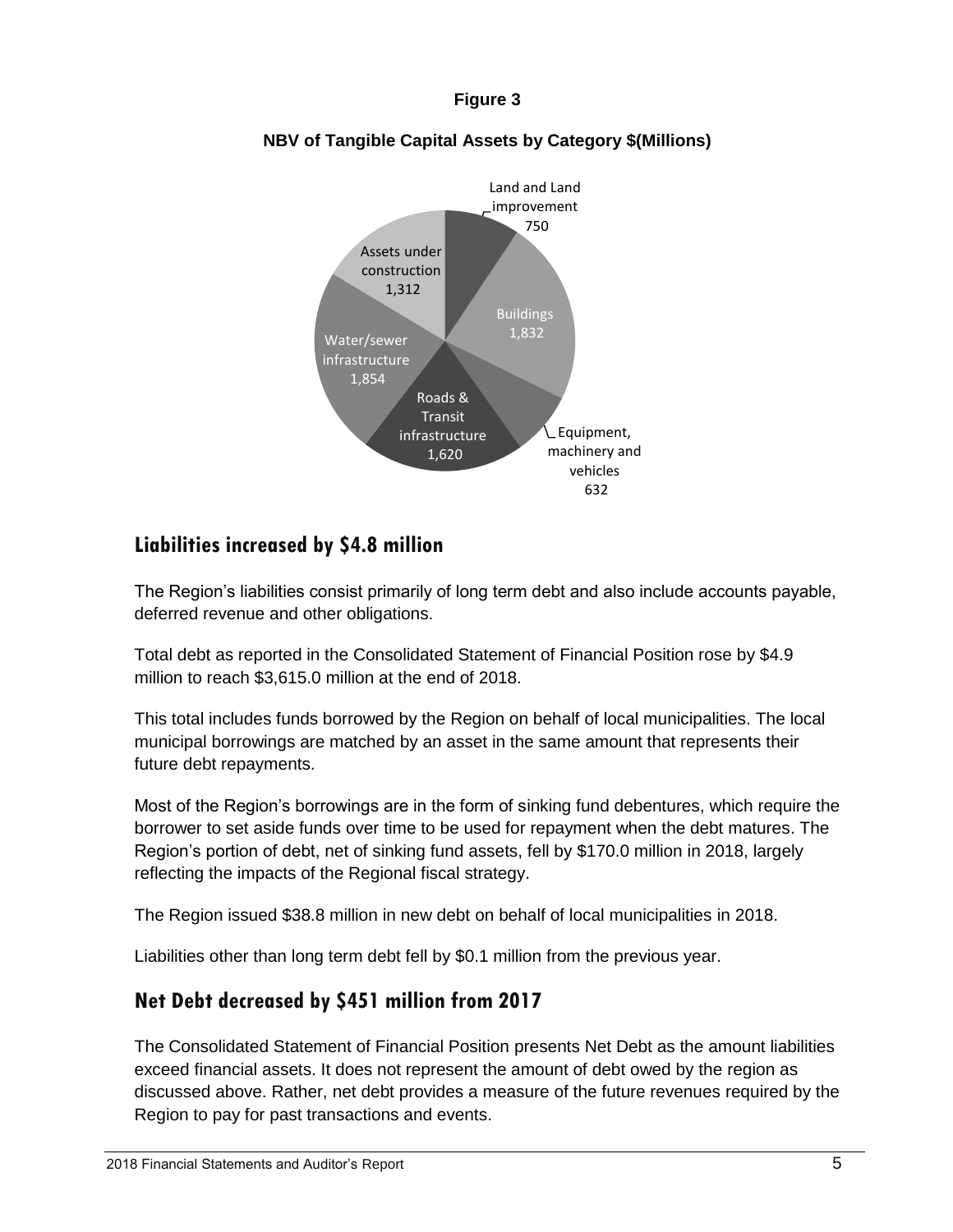**Figure 3**

**NBV of Tangible Capital Assets by Category $(Millions)**

| Category | NBV $(Millions) |
|---|---|
| Land and Land improvement | 750 |
| Buildings | 1,832 |
| Equipment, machinery and vehicles | 632 |
| Roads & Transit infrastructure | 1,620 |
| Water/sewer infrastructure | 1,854 |
| Assets under construction | 1,312 |

## Liabilities increased by $4.8 million

The Region's liabilities consist primarily of long term debt and also include accounts payable, deferred revenue and other obligations.

Total debt as reported in the Consolidated Statement of Financial Position rose by $4.9 million to reach $3,615.0 million at the end of 2018.

This total includes funds borrowed by the Region on behalf of local municipalities. The local municipal borrowings are matched by an asset in the same amount that represents their future debt repayments.

Most of the Region's borrowings are in the form of sinking fund debentures, which require the borrower to set aside funds over time to be used for repayment when the debt matures. The Region's portion of debt, net of sinking fund assets, fell by $170.0 million in 2018, largely reflecting the impacts of the Regional fiscal strategy.

The Region issued $38.8 million in new debt on behalf of local municipalities in 2018.

Liabilities other than long term debt fell by $0.1 million from the previous year.

## Net Debt decreased by $451 million from 2017

The Consolidated Statement of Financial Position presents Net Debt as the amount liabilities exceed financial assets. It does not represent the amount of debt owed by the region as discussed above. Rather, net debt provides a measure of the future revenues required by the Region to pay for past transactions and events.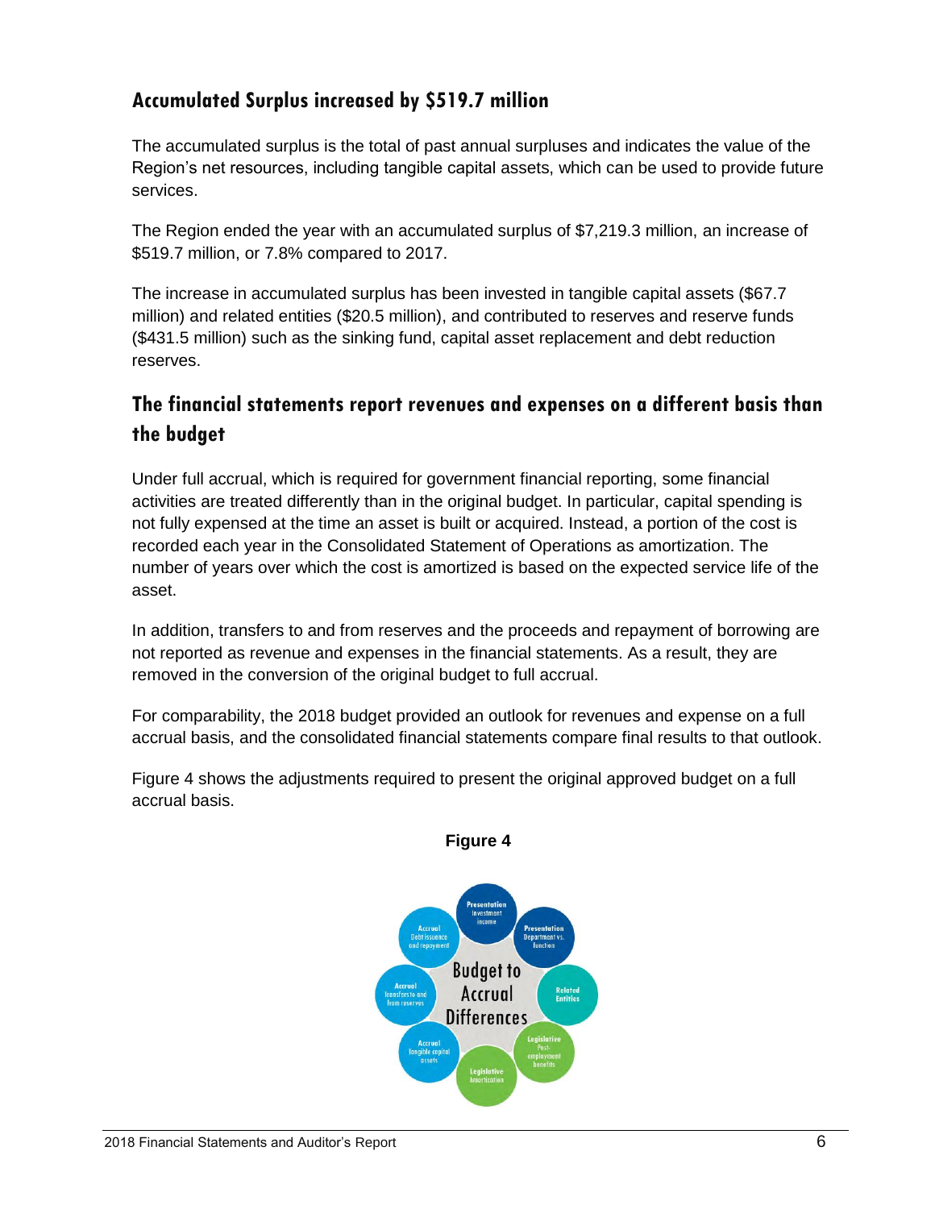## Accumulated Surplus increased by $519.7 million

The accumulated surplus is the total of past annual surpluses and indicates the value of the Region's net resources, including tangible capital assets, which can be used to provide future services.

The Region ended the year with an accumulated surplus of $7,219.3 million, an increase of $519.7 million, or 7.8% compared to 2017.

The increase in accumulated surplus has been invested in tangible capital assets ($67.7 million) and related entities ($20.5 million), and contributed to reserves and reserve funds ($431.5 million) such as the sinking fund, capital asset replacement and debt reduction reserves.

## The financial statements report revenues and expenses on a different basis than the budget

Under full accrual, which is required for government financial reporting, some financial activities are treated differently than in the original budget. In particular, capital spending is not fully expensed at the time an asset is built or acquired. Instead, a portion of the cost is recorded each year in the Consolidated Statement of Operations as amortization. The number of years over which the cost is amortized is based on the expected service life of the asset.

In addition, transfers to and from reserves and the proceeds and repayment of borrowing are not reported as revenue and expenses in the financial statements. As a result, they are removed in the conversion of the original budget to full accrual.

For comparability, the 2018 budget provided an outlook for revenues and expense on a full accrual basis, and the consolidated financial statements compare final results to that outlook.

Figure 4 shows the adjustments required to present the original approved budget on a full accrual basis.

**Figure 4**

Budget to Accrual Differences

- Presentation: Investment income
- Presentation: Department vs. function
- Related Entities
- Legislative: Post-employment benefits
- Legislative: Amortization
- Accrual: Tangible capital assets
- Accrual: Transfers to and from reserves
- Accrual: Debt issuance and repayment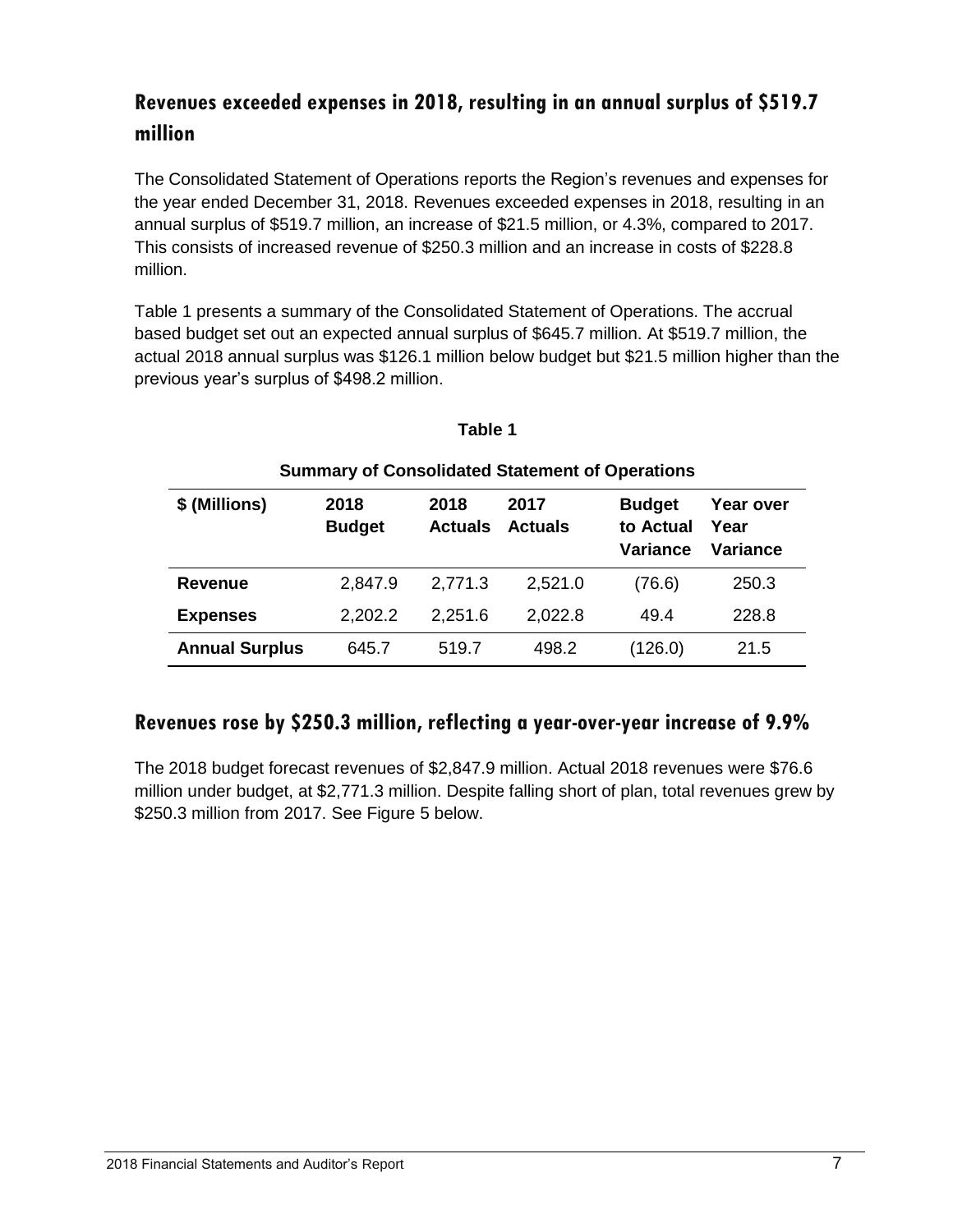## Revenues exceeded expenses in 2018, resulting in an annual surplus of $519.7 million

The Consolidated Statement of Operations reports the Region's revenues and expenses for the year ended December 31, 2018. Revenues exceeded expenses in 2018, resulting in an annual surplus of $519.7 million, an increase of $21.5 million, or 4.3%, compared to 2017. This consists of increased revenue of $250.3 million and an increase in costs of $228.8 million.

Table 1 presents a summary of the Consolidated Statement of Operations. The accrual based budget set out an expected annual surplus of $645.7 million. At $519.7 million, the actual 2018 annual surplus was $126.1 million below budget but $21.5 million higher than the previous year's surplus of $498.2 million.

**Table 1**

**Summary of Consolidated Statement of Operations**

| $ (Millions) | 2018 Budget | 2018 Actuals | 2017 Actuals | Budget to Actual Variance | Year over Year Variance |
|---|---|---|---|---|---|
| **Revenue** | 2,847.9 | 2,771.3 | 2,521.0 | (76.6) | 250.3 |
| **Expenses** | 2,202.2 | 2,251.6 | 2,022.8 | 49.4 | 228.8 |
| **Annual Surplus** | 645.7 | 519.7 | 498.2 | (126.0) | 21.5 |

## Revenues rose by $250.3 million, reflecting a year-over-year increase of 9.9%

The 2018 budget forecast revenues of $2,847.9 million. Actual 2018 revenues were $76.6 million under budget, at $2,771.3 million. Despite falling short of plan, total revenues grew by $250.3 million from 2017. See Figure 5 below.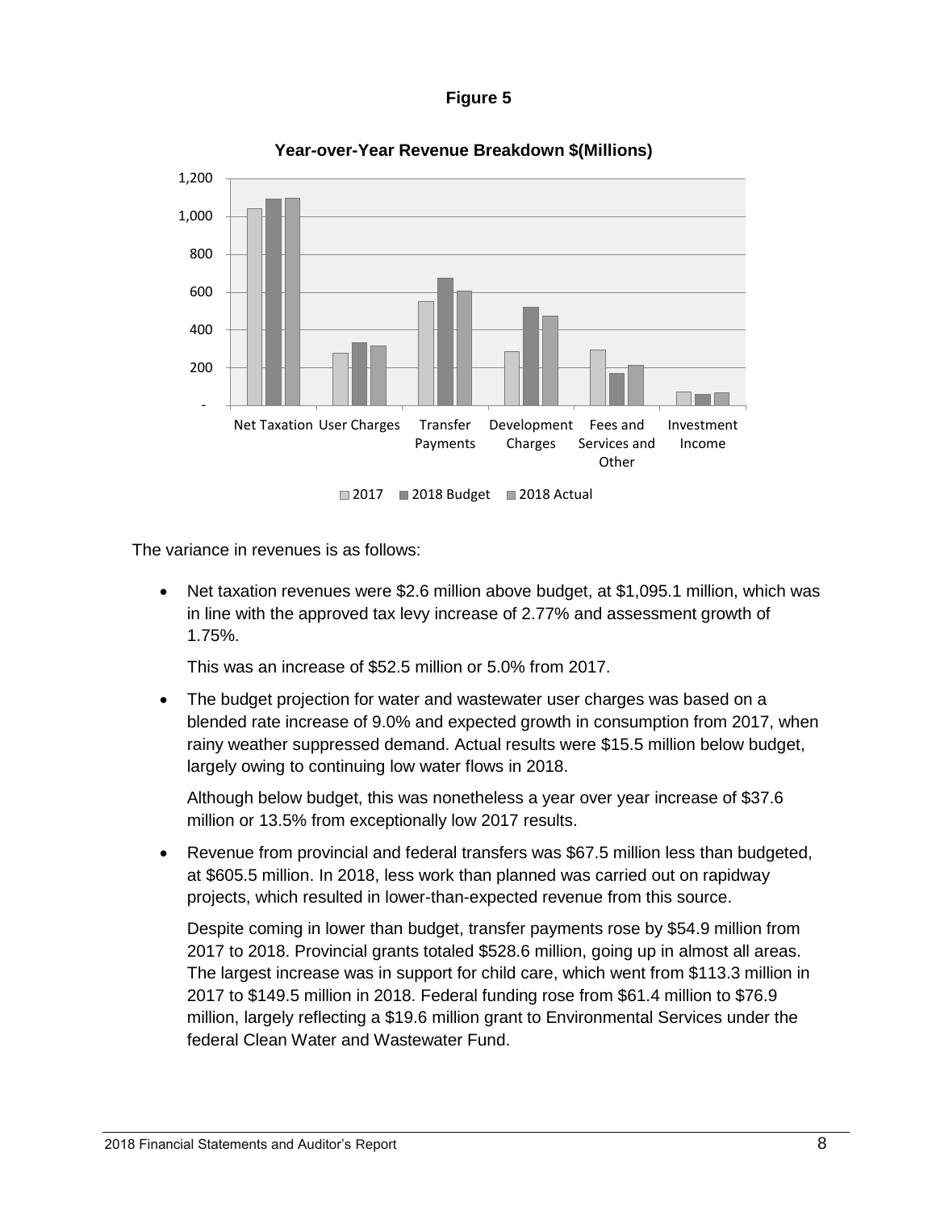**Figure 5**

**Year-over-Year Revenue Breakdown $(Millions)**

The variance in revenues is as follows:

- Net taxation revenues were $2.6 million above budget, at $1,095.1 million, which was in line with the approved tax levy increase of 2.77% and assessment growth of 1.75%.

  This was an increase of $52.5 million or 5.0% from 2017.

- The budget projection for water and wastewater user charges was based on a blended rate increase of 9.0% and expected growth in consumption from 2017, when rainy weather suppressed demand. Actual results were $15.5 million below budget, largely owing to continuing low water flows in 2018.

  Although below budget, this was nonetheless a year over year increase of $37.6 million or 13.5% from exceptionally low 2017 results.

- Revenue from provincial and federal transfers was $67.5 million less than budgeted, at $605.5 million. In 2018, less work than planned was carried out on rapidway projects, which resulted in lower-than-expected revenue from this source.

  Despite coming in lower than budget, transfer payments rose by $54.9 million from 2017 to 2018. Provincial grants totaled $528.6 million, going up in almost all areas. The largest increase was in support for child care, which went from $113.3 million in 2017 to $149.5 million in 2018. Federal funding rose from $61.4 million to $76.9 million, largely reflecting a $19.6 million grant to Environmental Services under the federal Clean Water and Wastewater Fund.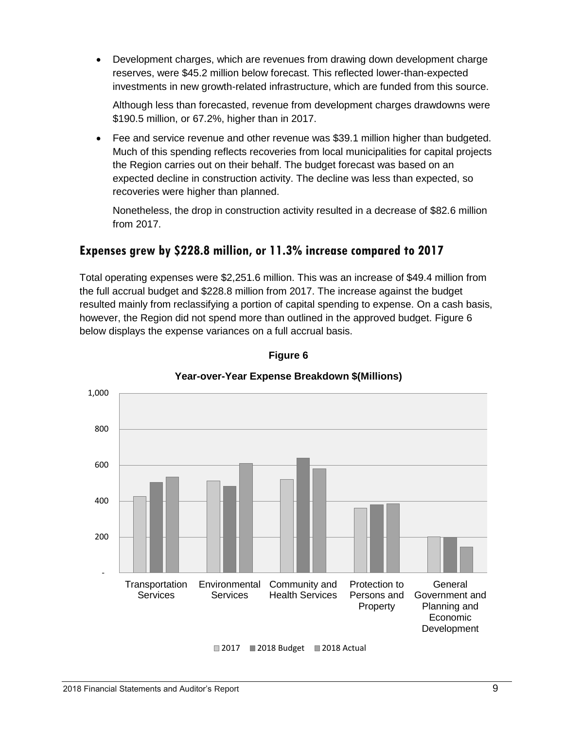- Development charges, which are revenues from drawing down development charge reserves, were $45.2 million below forecast. This reflected lower-than-expected investments in new growth-related infrastructure, which are funded from this source.

  Although less than forecasted, revenue from development charges drawdowns were $190.5 million, or 67.2%, higher than in 2017.

- Fee and service revenue and other revenue was $39.1 million higher than budgeted. Much of this spending reflects recoveries from local municipalities for capital projects the Region carries out on their behalf. The budget forecast was based on an expected decline in construction activity. The decline was less than expected, so recoveries were higher than planned.

  Nonetheless, the drop in construction activity resulted in a decrease of $82.6 million from 2017.

## Expenses grew by $228.8 million, or 11.3% increase compared to 2017

Total operating expenses were $2,251.6 million. This was an increase of $49.4 million from the full accrual budget and $228.8 million from 2017. The increase against the budget resulted mainly from reclassifying a portion of capital spending to expense. On a cash basis, however, the Region did not spend more than outlined in the approved budget. Figure 6 below displays the expense variances on a full accrual basis.

**Figure 6**

**Year-over-Year Expense Breakdown $(Millions)**

Categories: Transportation Services; Environmental Services; Community and Health Services; Protection to Persons and Property; General Government and Planning and Economic Development

Legend: 2017, 2018 Budget, 2018 Actual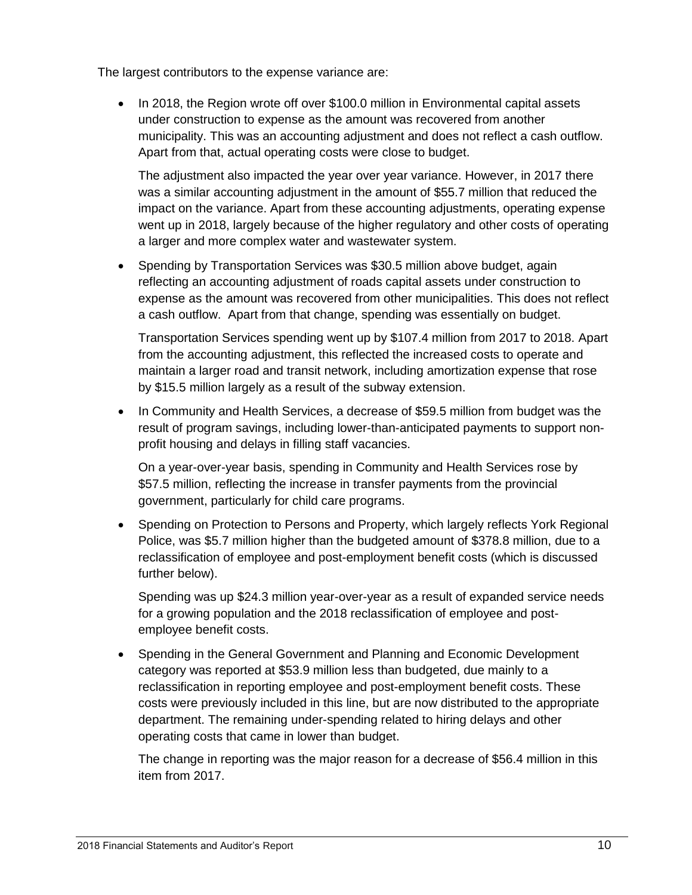The largest contributors to the expense variance are:

- In 2018, the Region wrote off over $100.0 million in Environmental capital assets under construction to expense as the amount was recovered from another municipality. This was an accounting adjustment and does not reflect a cash outflow. Apart from that, actual operating costs were close to budget.

  The adjustment also impacted the year over year variance. However, in 2017 there was a similar accounting adjustment in the amount of $55.7 million that reduced the impact on the variance. Apart from these accounting adjustments, operating expense went up in 2018, largely because of the higher regulatory and other costs of operating a larger and more complex water and wastewater system.

- Spending by Transportation Services was $30.5 million above budget, again reflecting an accounting adjustment of roads capital assets under construction to expense as the amount was recovered from other municipalities. This does not reflect a cash outflow. Apart from that change, spending was essentially on budget.

  Transportation Services spending went up by $107.4 million from 2017 to 2018. Apart from the accounting adjustment, this reflected the increased costs to operate and maintain a larger road and transit network, including amortization expense that rose by $15.5 million largely as a result of the subway extension.

- In Community and Health Services, a decrease of $59.5 million from budget was the result of program savings, including lower-than-anticipated payments to support non-profit housing and delays in filling staff vacancies.

  On a year-over-year basis, spending in Community and Health Services rose by $57.5 million, reflecting the increase in transfer payments from the provincial government, particularly for child care programs.

- Spending on Protection to Persons and Property, which largely reflects York Regional Police, was $5.7 million higher than the budgeted amount of $378.8 million, due to a reclassification of employee and post-employment benefit costs (which is discussed further below).

  Spending was up $24.3 million year-over-year as a result of expanded service needs for a growing population and the 2018 reclassification of employee and post-employee benefit costs.

- Spending in the General Government and Planning and Economic Development category was reported at $53.9 million less than budgeted, due mainly to a reclassification in reporting employee and post-employment benefit costs. These costs were previously included in this line, but are now distributed to the appropriate department. The remaining under-spending related to hiring delays and other operating costs that came in lower than budget.

  The change in reporting was the major reason for a decrease of $56.4 million in this item from 2017.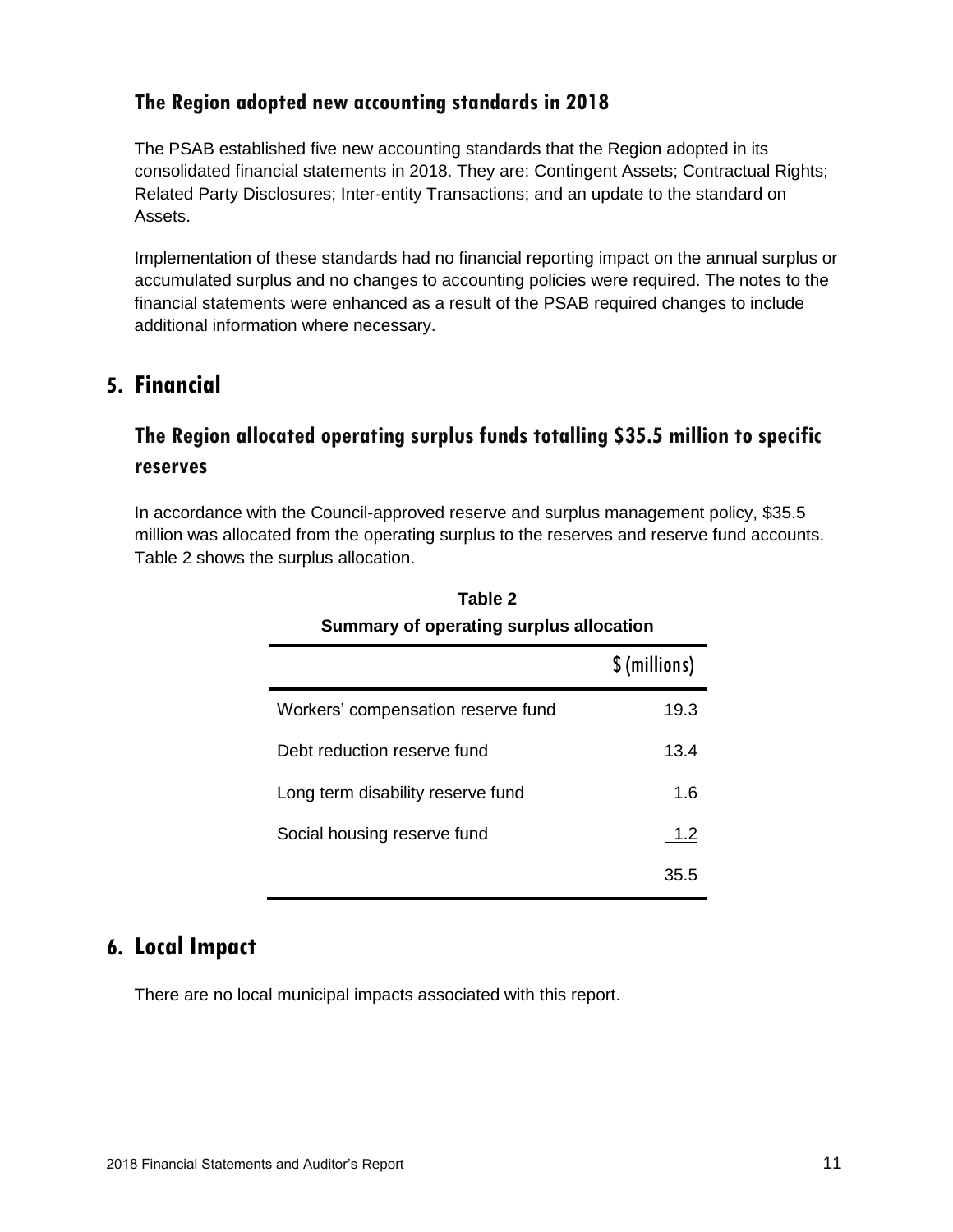### The Region adopted new accounting standards in 2018

The PSAB established five new accounting standards that the Region adopted in its consolidated financial statements in 2018. They are: Contingent Assets; Contractual Rights; Related Party Disclosures; Inter-entity Transactions; and an update to the standard on Assets.

Implementation of these standards had no financial reporting impact on the annual surplus or accumulated surplus and no changes to accounting policies were required. The notes to the financial statements were enhanced as a result of the PSAB required changes to include additional information where necessary.

## 5. Financial

### The Region allocated operating surplus funds totalling $35.5 million to specific reserves

In accordance with the Council-approved reserve and surplus management policy, $35.5 million was allocated from the operating surplus to the reserves and reserve fund accounts. Table 2 shows the surplus allocation.

**Table 2**
**Summary of operating surplus allocation**

| | $ (millions) |
|---|---:|
| Workers' compensation reserve fund | 19.3 |
| Debt reduction reserve fund | 13.4 |
| Long term disability reserve fund | 1.6 |
| Social housing reserve fund | 1.2 |
| | 35.5 |

## 6. Local Impact

There are no local municipal impacts associated with this report.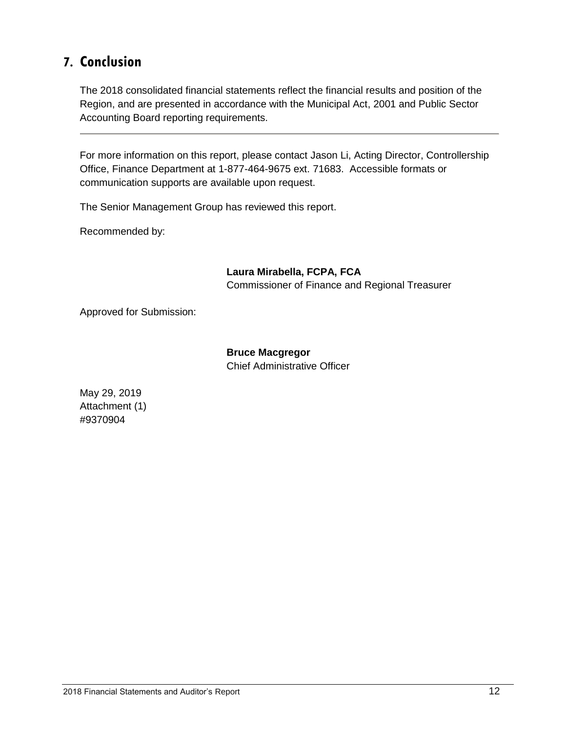## 7. Conclusion

The 2018 consolidated financial statements reflect the financial results and position of the Region, and are presented in accordance with the Municipal Act, 2001 and Public Sector Accounting Board reporting requirements.

---

For more information on this report, please contact Jason Li, Acting Director, Controllership Office, Finance Department at 1-877-464-9675 ext. 71683. Accessible formats or communication supports are available upon request.

The Senior Management Group has reviewed this report.

Recommended by:

**Laura Mirabella, FCPA, FCA**
Commissioner of Finance and Regional Treasurer

Approved for Submission:

**Bruce Macgregor**
Chief Administrative Officer

May 29, 2019
Attachment (1)
#9370904